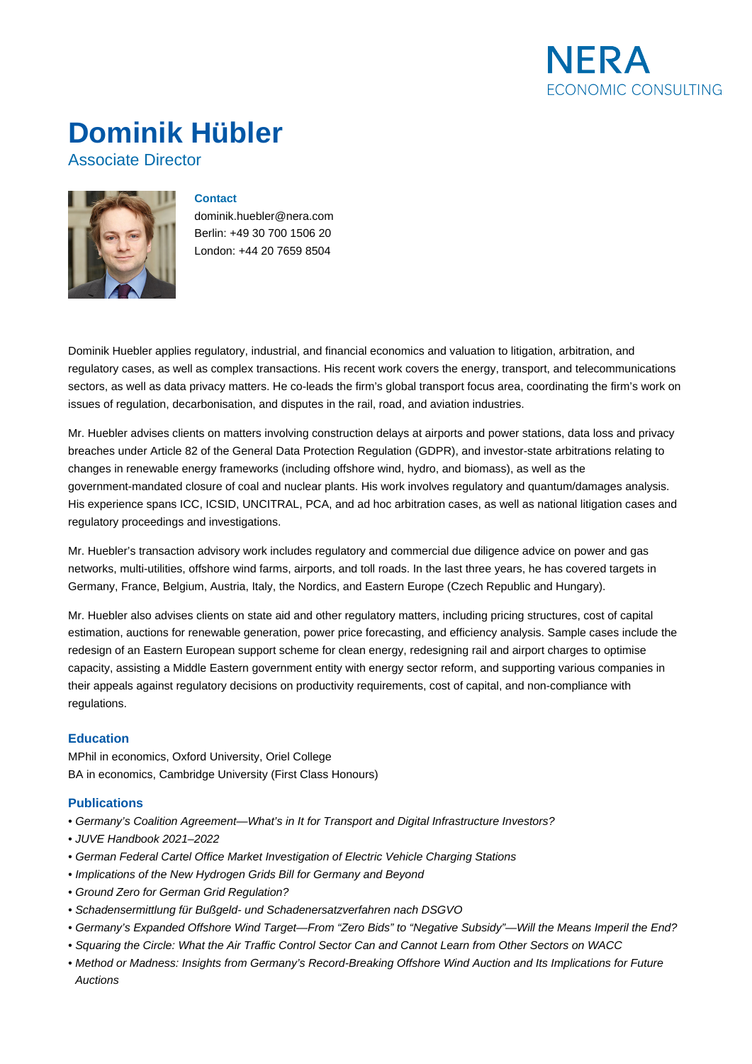NERA
ECONOMIC CONSULTING

# Dominik Hübler

Associate Director

**Contact**

dominik.huebler@nera.com
Berlin: +49 30 700 1506 20
London: +44 20 7659 8504

Dominik Huebler applies regulatory, industrial, and financial economics and valuation to litigation, arbitration, and regulatory cases, as well as complex transactions. His recent work covers the energy, transport, and telecommunications sectors, as well as data privacy matters. He co-leads the firm's global transport focus area, coordinating the firm's work on issues of regulation, decarbonisation, and disputes in the rail, road, and aviation industries.

Mr. Huebler advises clients on matters involving construction delays at airports and power stations, data loss and privacy breaches under Article 82 of the General Data Protection Regulation (GDPR), and investor-state arbitrations relating to changes in renewable energy frameworks (including offshore wind, hydro, and biomass), as well as the government-mandated closure of coal and nuclear plants. His work involves regulatory and quantum/damages analysis. His experience spans ICC, ICSID, UNCITRAL, PCA, and ad hoc arbitration cases, as well as national litigation cases and regulatory proceedings and investigations.

Mr. Huebler's transaction advisory work includes regulatory and commercial due diligence advice on power and gas networks, multi-utilities, offshore wind farms, airports, and toll roads. In the last three years, he has covered targets in Germany, France, Belgium, Austria, Italy, the Nordics, and Eastern Europe (Czech Republic and Hungary).

Mr. Huebler also advises clients on state aid and other regulatory matters, including pricing structures, cost of capital estimation, auctions for renewable generation, power price forecasting, and efficiency analysis. Sample cases include the redesign of an Eastern European support scheme for clean energy, redesigning rail and airport charges to optimise capacity, assisting a Middle Eastern government entity with energy sector reform, and supporting various companies in their appeals against regulatory decisions on productivity requirements, cost of capital, and non-compliance with regulations.

## Education

MPhil in economics, Oxford University, Oriel College
BA in economics, Cambridge University (First Class Honours)

## Publications

- *Germany's Coalition Agreement—What's in It for Transport and Digital Infrastructure Investors?*
- *JUVE Handbook 2021–2022*
- *German Federal Cartel Office Market Investigation of Electric Vehicle Charging Stations*
- *Implications of the New Hydrogen Grids Bill for Germany and Beyond*
- *Ground Zero for German Grid Regulation?*
- *Schadensermittlung für Bußgeld- und Schadenersatzverfahren nach DSGVO*
- *Germany's Expanded Offshore Wind Target—From "Zero Bids" to "Negative Subsidy"—Will the Means Imperil the End?*
- *Squaring the Circle: What the Air Traffic Control Sector Can and Cannot Learn from Other Sectors on WACC*
- *Method or Madness: Insights from Germany's Record-Breaking Offshore Wind Auction and Its Implications for Future Auctions*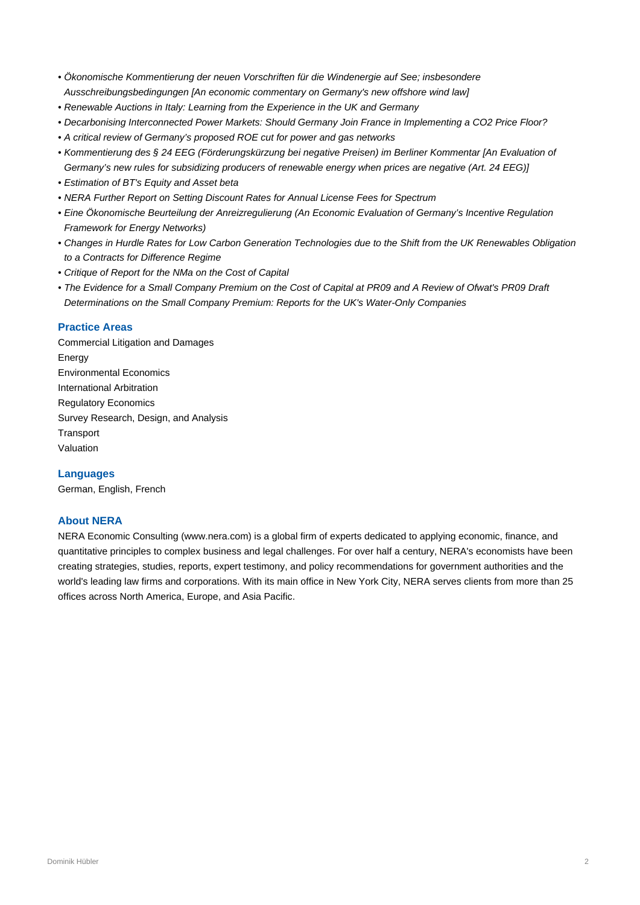- *Ökonomische Kommentierung der neuen Vorschriften für die Windenergie auf See; insbesondere Ausschreibungsbedingungen [An economic commentary on Germany's new offshore wind law]*
- *Renewable Auctions in Italy: Learning from the Experience in the UK and Germany*
- *Decarbonising Interconnected Power Markets: Should Germany Join France in Implementing a CO2 Price Floor?*
- *A critical review of Germany's proposed ROE cut for power and gas networks*
- *Kommentierung des § 24 EEG (Förderungskürzung bei negative Preisen) im Berliner Kommentar [An Evaluation of Germany's new rules for subsidizing producers of renewable energy when prices are negative (Art. 24 EEG)]*
- *Estimation of BT's Equity and Asset beta*
- *NERA Further Report on Setting Discount Rates for Annual License Fees for Spectrum*
- *Eine Ökonomische Beurteilung der Anreizregulierung (An Economic Evaluation of Germany's Incentive Regulation Framework for Energy Networks)*
- *Changes in Hurdle Rates for Low Carbon Generation Technologies due to the Shift from the UK Renewables Obligation to a Contracts for Difference Regime*
- *Critique of Report for the NMa on the Cost of Capital*
- *The Evidence for a Small Company Premium on the Cost of Capital at PR09 and A Review of Ofwat's PR09 Draft Determinations on the Small Company Premium: Reports for the UK's Water-Only Companies*

## Practice Areas

Commercial Litigation and Damages
Energy
Environmental Economics
International Arbitration
Regulatory Economics
Survey Research, Design, and Analysis
Transport
Valuation

## Languages

German, English, French

## About NERA

NERA Economic Consulting (www.nera.com) is a global firm of experts dedicated to applying economic, finance, and quantitative principles to complex business and legal challenges. For over half a century, NERA's economists have been creating strategies, studies, reports, expert testimony, and policy recommendations for government authorities and the world's leading law firms and corporations. With its main office in New York City, NERA serves clients from more than 25 offices across North America, Europe, and Asia Pacific.